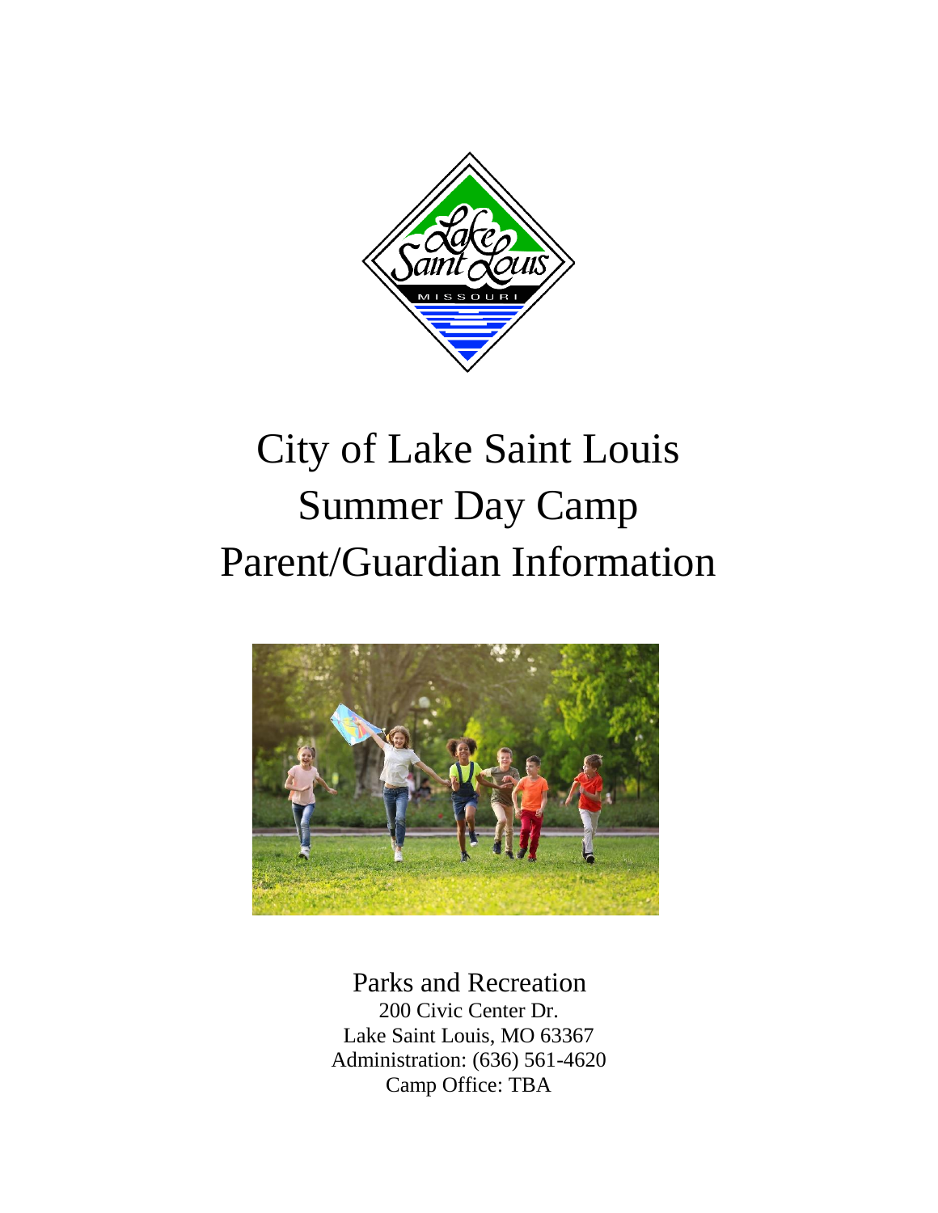# City of Lake Saint Louis
# Summer Day Camp
# Parent/Guardian Information

Parks and Recreation

200 Civic Center Dr.
Lake Saint Louis, MO 63367
Administration: (636) 561-4620
Camp Office: TBA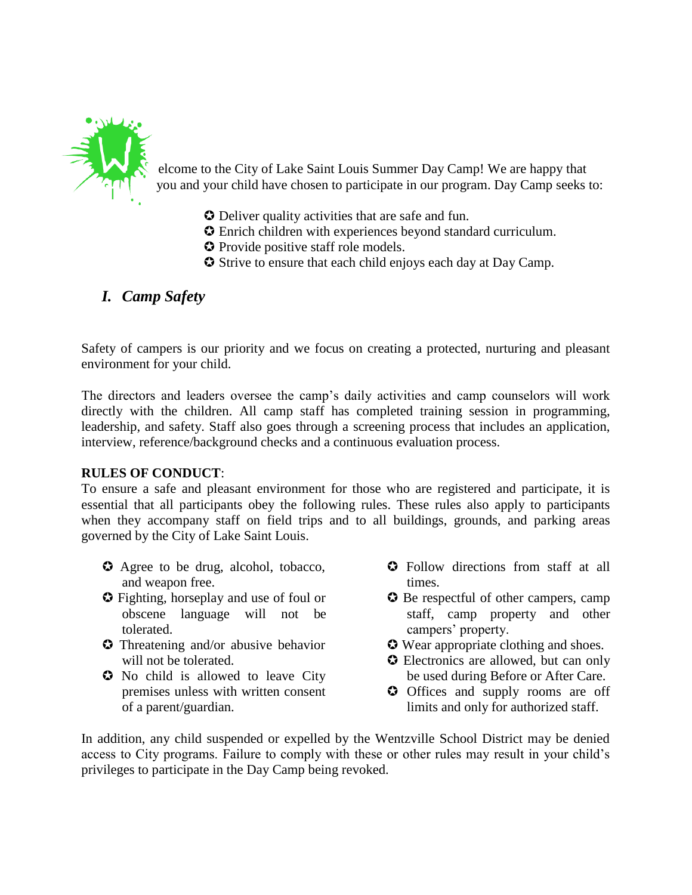Welcome to the City of Lake Saint Louis Summer Day Camp! We are happy that you and your child have chosen to participate in our program. Day Camp seeks to:

- Deliver quality activities that are safe and fun.
- Enrich children with experiences beyond standard curriculum.
- Provide positive staff role models.
- Strive to ensure that each child enjoys each day at Day Camp.

## *I. Camp Safety*

Safety of campers is our priority and we focus on creating a protected, nurturing and pleasant environment for your child.

The directors and leaders oversee the camp's daily activities and camp counselors will work directly with the children. All camp staff has completed training session in programming, leadership, and safety. Staff also goes through a screening process that includes an application, interview, reference/background checks and a continuous evaluation process.

**RULES OF CONDUCT**:
To ensure a safe and pleasant environment for those who are registered and participate, it is essential that all participants obey the following rules. These rules also apply to participants when they accompany staff on field trips and to all buildings, grounds, and parking areas governed by the City of Lake Saint Louis.

- Agree to be drug, alcohol, tobacco, and weapon free.
- Fighting, horseplay and use of foul or obscene language will not be tolerated.
- Threatening and/or abusive behavior will not be tolerated.
- No child is allowed to leave City premises unless with written consent of a parent/guardian.
- Follow directions from staff at all times.
- Be respectful of other campers, camp staff, camp property and other campers' property.
- Wear appropriate clothing and shoes.
- Electronics are allowed, but can only be used during Before or After Care.
- Offices and supply rooms are off limits and only for authorized staff.

In addition, any child suspended or expelled by the Wentzville School District may be denied access to City programs. Failure to comply with these or other rules may result in your child's privileges to participate in the Day Camp being revoked.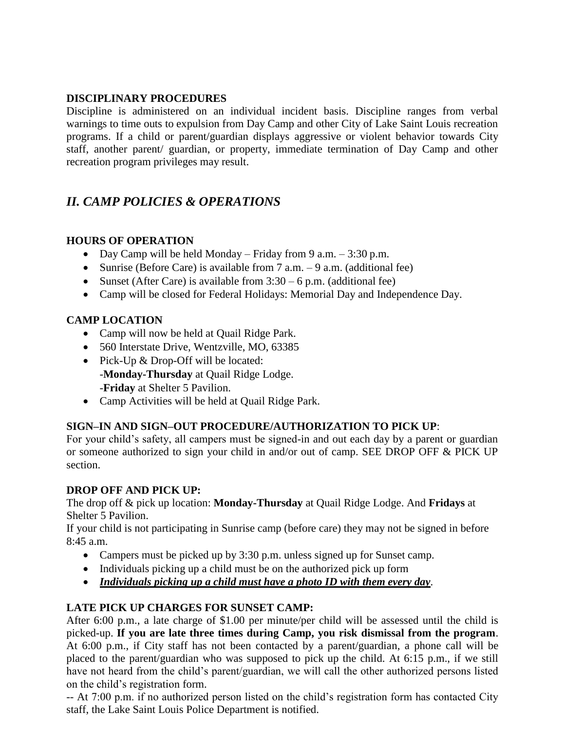### DISCIPLINARY PROCEDURES

Discipline is administered on an individual incident basis. Discipline ranges from verbal warnings to time outs to expulsion from Day Camp and other City of Lake Saint Louis recreation programs. If a child or parent/guardian displays aggressive or violent behavior towards City staff, another parent/ guardian, or property, immediate termination of Day Camp and other recreation program privileges may result.

## *II. CAMP POLICIES & OPERATIONS*

### HOURS OF OPERATION

- Day Camp will be held Monday – Friday from 9 a.m. – 3:30 p.m.
- Sunrise (Before Care) is available from 7 a.m. – 9 a.m. (additional fee)
- Sunset (After Care) is available from 3:30 – 6 p.m. (additional fee)
- Camp will be closed for Federal Holidays: Memorial Day and Independence Day.

### CAMP LOCATION

- Camp will now be held at Quail Ridge Park.
- 560 Interstate Drive, Wentzville, MO, 63385
- Pick-Up & Drop-Off will be located:
  -**Monday-Thursday** at Quail Ridge Lodge.
  -**Friday** at Shelter 5 Pavilion.
- Camp Activities will be held at Quail Ridge Park.

### SIGN–IN AND SIGN–OUT PROCEDURE/AUTHORIZATION TO PICK UP:

For your child's safety, all campers must be signed-in and out each day by a parent or guardian or someone authorized to sign your child in and/or out of camp. SEE DROP OFF & PICK UP section.

### DROP OFF AND PICK UP:

The drop off & pick up location: **Monday-Thursday** at Quail Ridge Lodge. And **Fridays** at Shelter 5 Pavilion.

If your child is not participating in Sunrise camp (before care) they may not be signed in before 8:45 a.m.

- Campers must be picked up by 3:30 p.m. unless signed up for Sunset camp.
- Individuals picking up a child must be on the authorized pick up form
- ***<u>Individuals picking up a child must have a photo ID with them every day</u>***.

### LATE PICK UP CHARGES FOR SUNSET CAMP:

After 6:00 p.m., a late charge of $1.00 per minute/per child will be assessed until the child is picked-up. **If you are late three times during Camp, you risk dismissal from the program**. At 6:00 p.m., if City staff has not been contacted by a parent/guardian, a phone call will be placed to the parent/guardian who was supposed to pick up the child. At 6:15 p.m., if we still have not heard from the child's parent/guardian, we will call the other authorized persons listed on the child's registration form.

-- At 7:00 p.m. if no authorized person listed on the child's registration form has contacted City staff, the Lake Saint Louis Police Department is notified.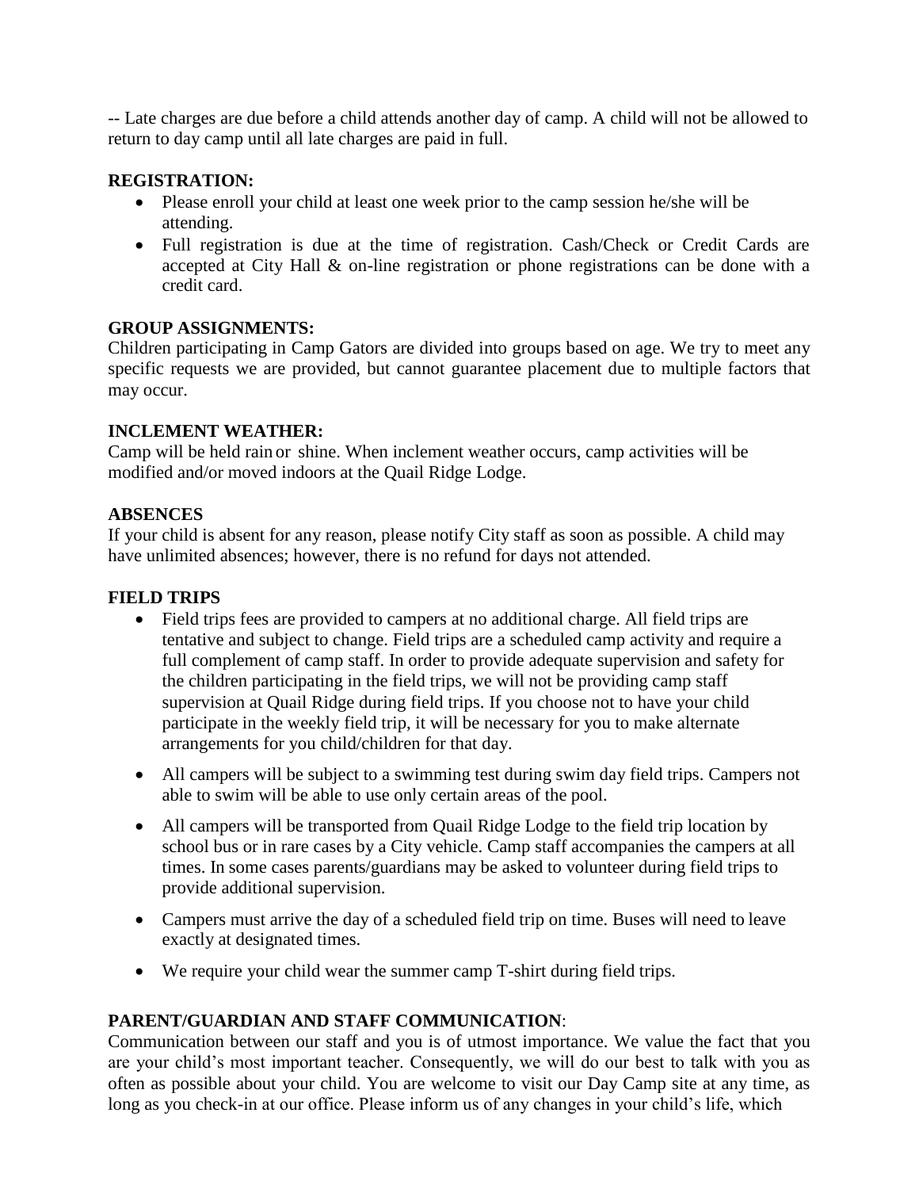-- Late charges are due before a child attends another day of camp. A child will not be allowed to return to day camp until all late charges are paid in full.

**REGISTRATION:**

- Please enroll your child at least one week prior to the camp session he/she will be attending.
- Full registration is due at the time of registration. Cash/Check or Credit Cards are accepted at City Hall & on-line registration or phone registrations can be done with a credit card.

**GROUP ASSIGNMENTS:**

Children participating in Camp Gators are divided into groups based on age. We try to meet any specific requests we are provided, but cannot guarantee placement due to multiple factors that may occur.

**INCLEMENT WEATHER:**

Camp will be held rain or shine. When inclement weather occurs, camp activities will be modified and/or moved indoors at the Quail Ridge Lodge.

**ABSENCES**

If your child is absent for any reason, please notify City staff as soon as possible. A child may have unlimited absences; however, there is no refund for days not attended.

**FIELD TRIPS**

- Field trips fees are provided to campers at no additional charge. All field trips are tentative and subject to change. Field trips are a scheduled camp activity and require a full complement of camp staff. In order to provide adequate supervision and safety for the children participating in the field trips, we will not be providing camp staff supervision at Quail Ridge during field trips. If you choose not to have your child participate in the weekly field trip, it will be necessary for you to make alternate arrangements for you child/children for that day.
- All campers will be subject to a swimming test during swim day field trips. Campers not able to swim will be able to use only certain areas of the pool.
- All campers will be transported from Quail Ridge Lodge to the field trip location by school bus or in rare cases by a City vehicle. Camp staff accompanies the campers at all times. In some cases parents/guardians may be asked to volunteer during field trips to provide additional supervision.
- Campers must arrive the day of a scheduled field trip on time. Buses will need to leave exactly at designated times.
- We require your child wear the summer camp T-shirt during field trips.

**PARENT/GUARDIAN AND STAFF COMMUNICATION**:

Communication between our staff and you is of utmost importance. We value the fact that you are your child's most important teacher. Consequently, we will do our best to talk with you as often as possible about your child. You are welcome to visit our Day Camp site at any time, as long as you check-in at our office. Please inform us of any changes in your child's life, which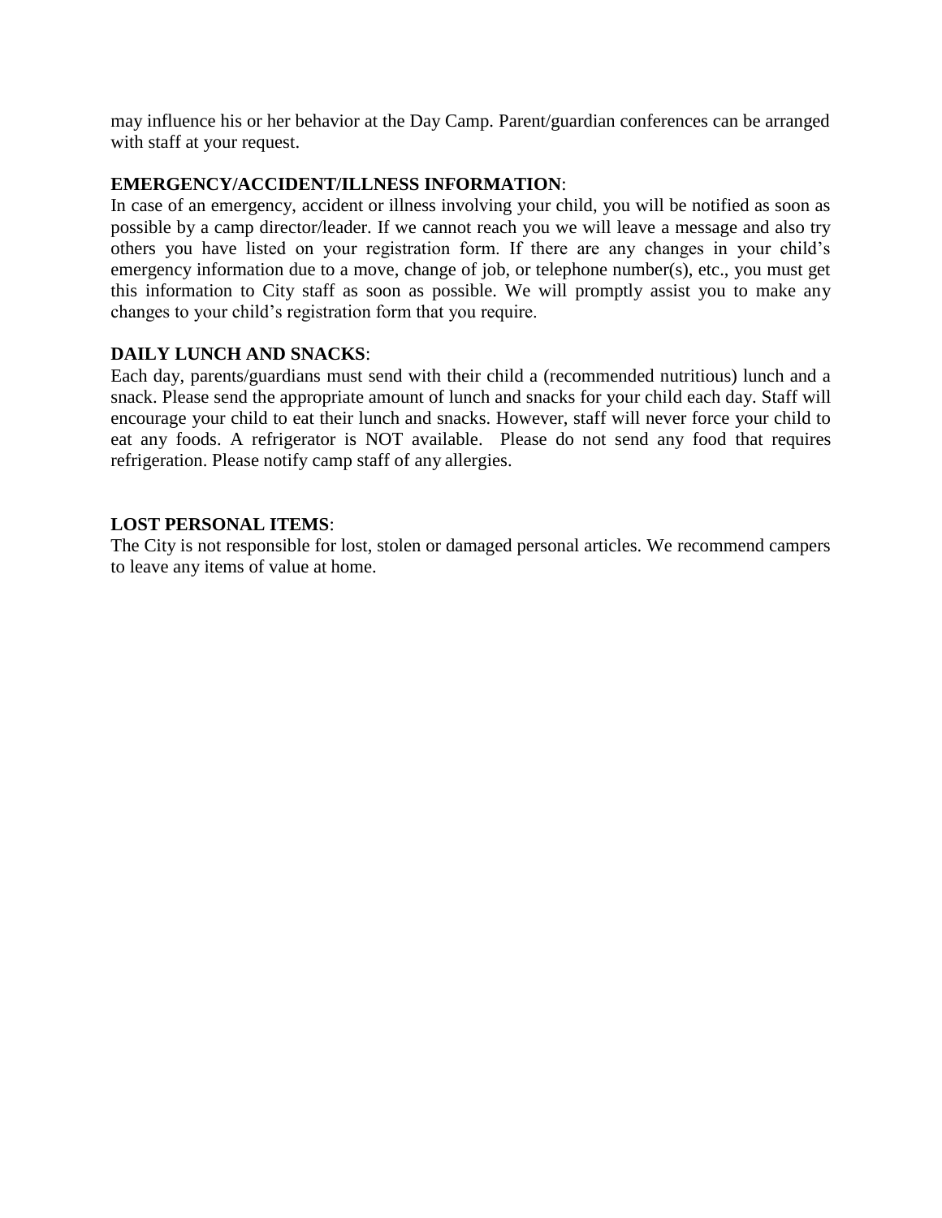may influence his or her behavior at the Day Camp. Parent/guardian conferences can be arranged with staff at your request.

**EMERGENCY/ACCIDENT/ILLNESS INFORMATION**:
In case of an emergency, accident or illness involving your child, you will be notified as soon as possible by a camp director/leader. If we cannot reach you we will leave a message and also try others you have listed on your registration form. If there are any changes in your child's emergency information due to a move, change of job, or telephone number(s), etc., you must get this information to City staff as soon as possible. We will promptly assist you to make any changes to your child's registration form that you require.

**DAILY LUNCH AND SNACKS**:
Each day, parents/guardians must send with their child a (recommended nutritious) lunch and a snack. Please send the appropriate amount of lunch and snacks for your child each day. Staff will encourage your child to eat their lunch and snacks. However, staff will never force your child to eat any foods. A refrigerator is NOT available. Please do not send any food that requires refrigeration. Please notify camp staff of any allergies.

**LOST PERSONAL ITEMS**:
The City is not responsible for lost, stolen or damaged personal articles. We recommend campers to leave any items of value at home.